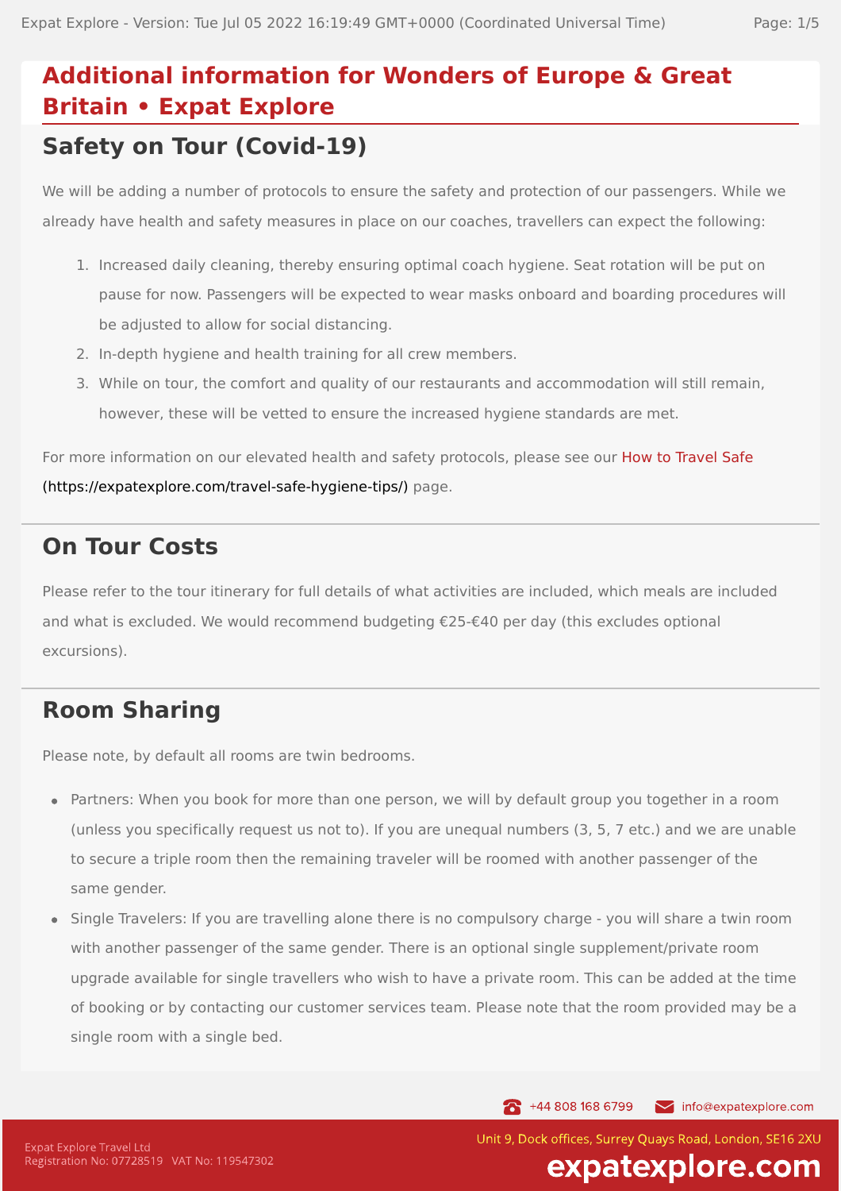# Additional information for Wonders of Europe & Great Britain • Expat Explore

## Safety on Tour (Covid-19)

We will be adding a number of protocols to ensure the safety and protection of our passengers. While we already have health and safety measures in place on our coaches, travellers can expect the following:

1. Increased daily cleaning, thereby ensuring optimal coach hygiene. Seat rotation will be put on pause for now. Passengers will be expected to wear masks onboard and boarding procedures will be adjusted to allow for social distancing.
2. In-depth hygiene and health training for all crew members.
3. While on tour, the comfort and quality of our restaurants and accommodation will still remain, however, these will be vetted to ensure the increased hygiene standards are met.

For more information on our elevated health and safety protocols, please see our How to Travel Safe (https://expatexplore.com/travel-safe-hygiene-tips/) page.

## On Tour Costs

Please refer to the tour itinerary for full details of what activities are included, which meals are included and what is excluded. We would recommend budgeting €25-€40 per day (this excludes optional excursions).

## Room Sharing

Please note, by default all rooms are twin bedrooms.

- Partners: When you book for more than one person, we will by default group you together in a room (unless you specifically request us not to). If you are unequal numbers (3, 5, 7 etc.) and we are unable to secure a triple room then the remaining traveler will be roomed with another passenger of the same gender.
- Single Travelers: If you are travelling alone there is no compulsory charge - you will share a twin room with another passenger of the same gender. There is an optional single supplement/private room upgrade available for single travellers who wish to have a private room. This can be added at the time of booking or by contacting our customer services team. Please note that the room provided may be a single room with a single bed.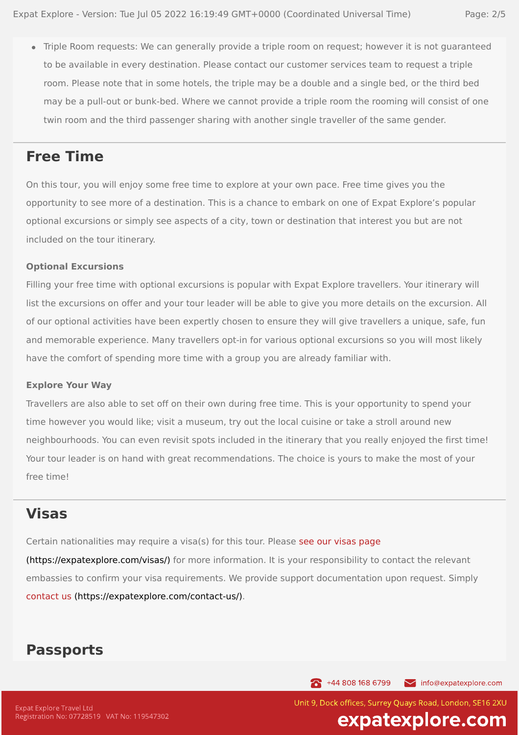- Triple Room requests: We can generally provide a triple room on request; however it is not guaranteed to be available in every destination. Please contact our customer services team to request a triple room. Please note that in some hotels, the triple may be a double and a single bed, or the third bed may be a pull-out or bunk-bed. Where we cannot provide a triple room the rooming will consist of one twin room and the third passenger sharing with another single traveller of the same gender.

## Free Time

On this tour, you will enjoy some free time to explore at your own pace. Free time gives you the opportunity to see more of a destination. This is a chance to embark on one of Expat Explore's popular optional excursions or simply see aspects of a city, town or destination that interest you but are not included on the tour itinerary.

#### Optional Excursions

Filling your free time with optional excursions is popular with Expat Explore travellers. Your itinerary will list the excursions on offer and your tour leader will be able to give you more details on the excursion. All of our optional activities have been expertly chosen to ensure they will give travellers a unique, safe, fun and memorable experience. Many travellers opt-in for various optional excursions so you will most likely have the comfort of spending more time with a group you are already familiar with.

#### Explore Your Way

Travellers are also able to set off on their own during free time. This is your opportunity to spend your time however you would like; visit a museum, try out the local cuisine or take a stroll around new neighbourhoods. You can even revisit spots included in the itinerary that you really enjoyed the first time! Your tour leader is on hand with great recommendations. The choice is yours to make the most of your free time!

## Visas

Certain nationalities may require a visa(s) for this tour. Please see our visas page (https://expatexplore.com/visas/) for more information. It is your responsibility to contact the relevant embassies to confirm your visa requirements. We provide support documentation upon request. Simply contact us (https://expatexplore.com/contact-us/).

## Passports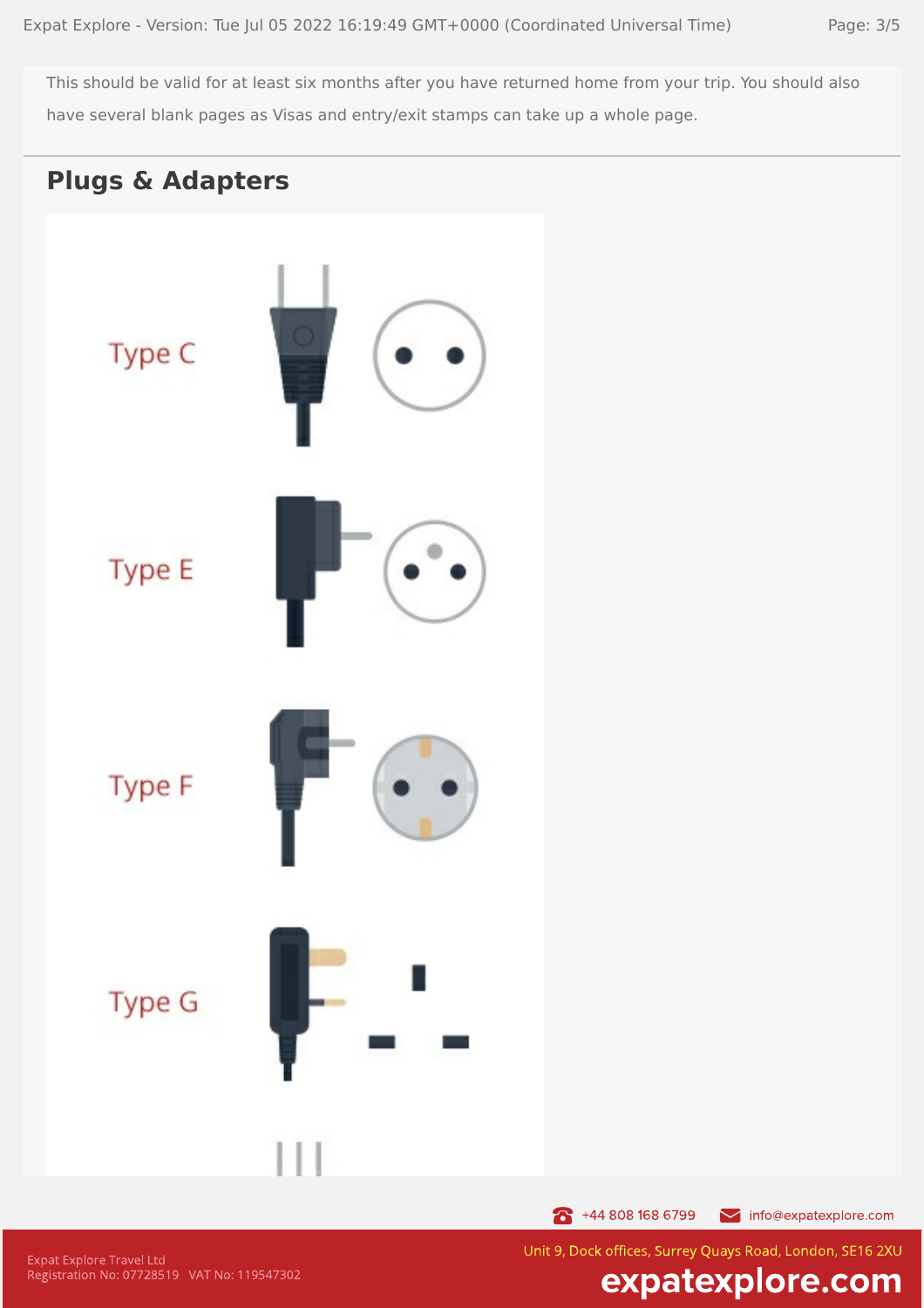This should be valid for at least six months after you have returned home from your trip. You should also have several blank pages as Visas and entry/exit stamps can take up a whole page.

## Plugs & Adapters

Type C

Type E

Type F

Type G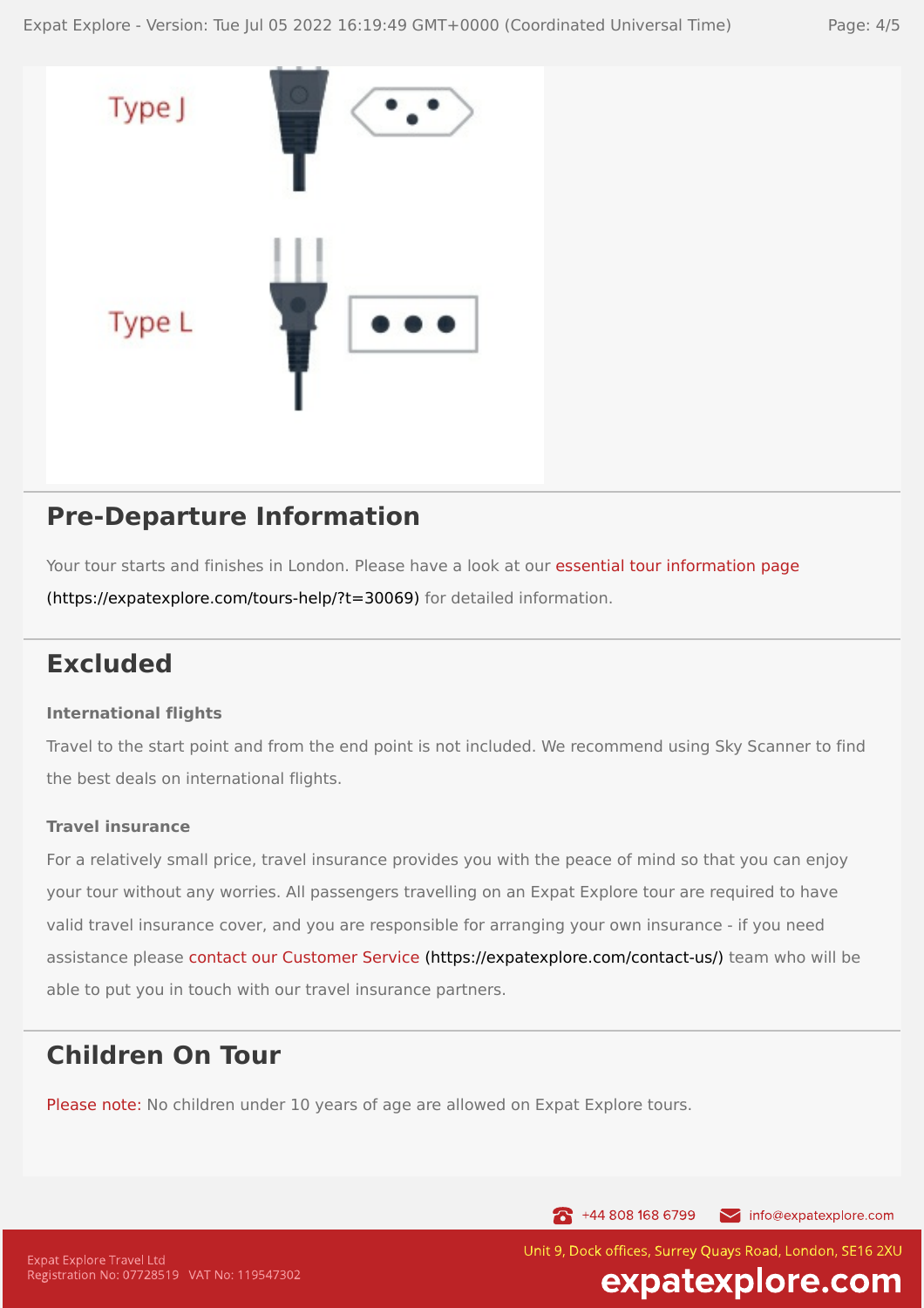Type J

Type L

## Pre-Departure Information

Your tour starts and finishes in London. Please have a look at our essential tour information page (https://expatexplore.com/tours-help/?t=30069) for detailed information.

## Excluded

**International flights**

Travel to the start point and from the end point is not included. We recommend using Sky Scanner to find the best deals on international flights.

**Travel insurance**

For a relatively small price, travel insurance provides you with the peace of mind so that you can enjoy your tour without any worries. All passengers travelling on an Expat Explore tour are required to have valid travel insurance cover, and you are responsible for arranging your own insurance - if you need assistance please contact our Customer Service (https://expatexplore.com/contact-us/) team who will be able to put you in touch with our travel insurance partners.

## Children On Tour

Please note: No children under 10 years of age are allowed on Expat Explore tours.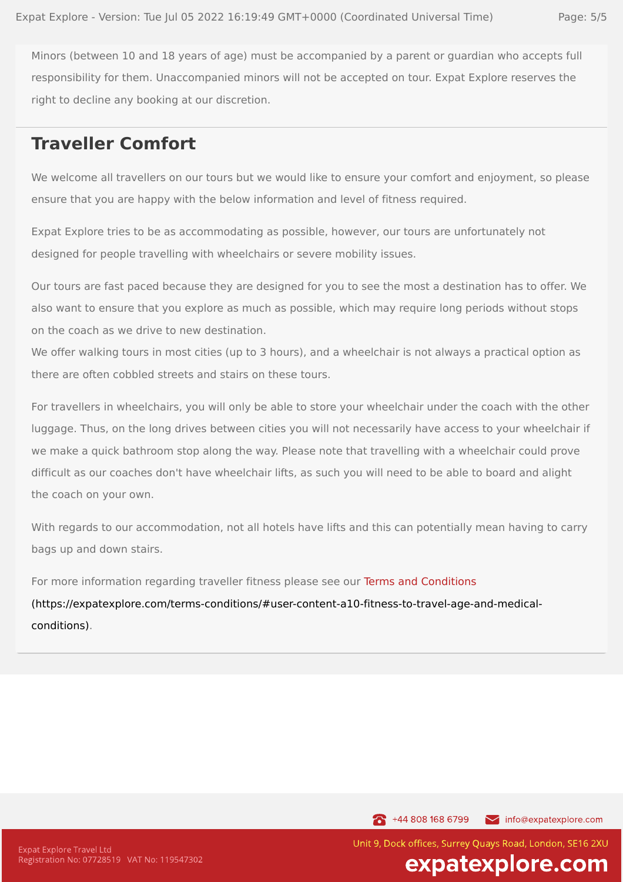Minors (between 10 and 18 years of age) must be accompanied by a parent or guardian who accepts full responsibility for them. Unaccompanied minors will not be accepted on tour. Expat Explore reserves the right to decline any booking at our discretion.

## Traveller Comfort

We welcome all travellers on our tours but we would like to ensure your comfort and enjoyment, so please ensure that you are happy with the below information and level of fitness required.

Expat Explore tries to be as accommodating as possible, however, our tours are unfortunately not designed for people travelling with wheelchairs or severe mobility issues.

Our tours are fast paced because they are designed for you to see the most a destination has to offer. We also want to ensure that you explore as much as possible, which may require long periods without stops on the coach as we drive to new destination.
We offer walking tours in most cities (up to 3 hours), and a wheelchair is not always a practical option as there are often cobbled streets and stairs on these tours.

For travellers in wheelchairs, you will only be able to store your wheelchair under the coach with the other luggage. Thus, on the long drives between cities you will not necessarily have access to your wheelchair if we make a quick bathroom stop along the way. Please note that travelling with a wheelchair could prove difficult as our coaches don't have wheelchair lifts, as such you will need to be able to board and alight the coach on your own.

With regards to our accommodation, not all hotels have lifts and this can potentially mean having to carry bags up and down stairs.

For more information regarding traveller fitness please see our Terms and Conditions (https://expatexplore.com/terms-conditions/#user-content-a10-fitness-to-travel-age-and-medical-conditions).

+44 808 168 6799 info@expatexplore.com

Expat Explore Travel Ltd
Registration No: 07728519 VAT No: 119547302

Unit 9, Dock offices, Surrey Quays Road, London, SE16 2XU

expatexplore.com